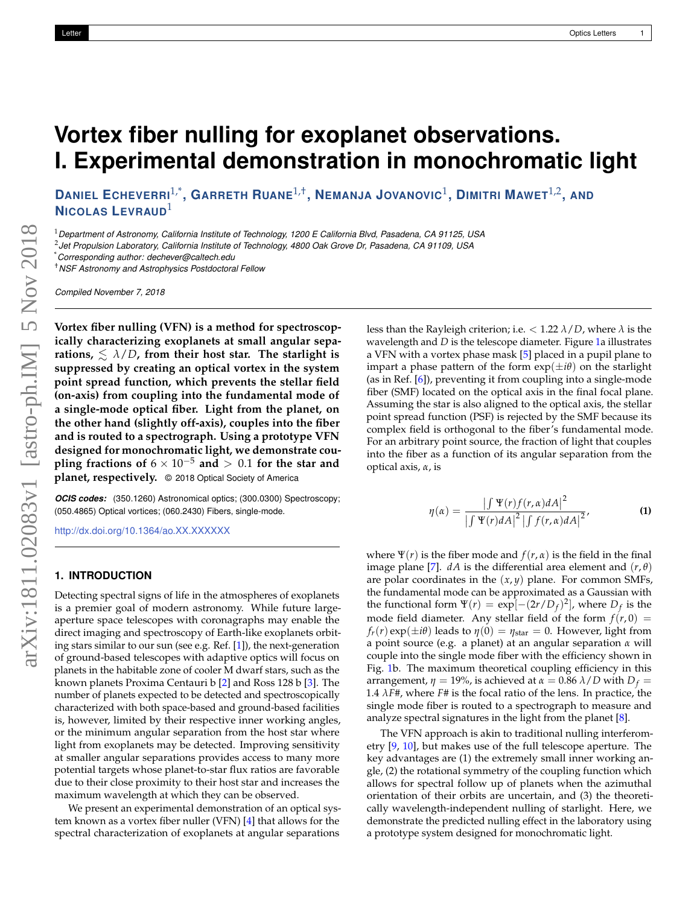# Vortex fiber nulling for exoplanet observations. I. Experimental demonstration in monochromatic light

**Daniel Echeverri**[1,*], **Garreth Ruane**[1,†], **Nemanja Jovanovic**[1], **Dimitri Mawet**[1,2], and **Nicolas Levraud**[1]

[1] Department of Astronomy, California Institute of Technology, 1200 E California Blvd, Pasadena, CA 91125, USA
[2] Jet Propulsion Laboratory, California Institute of Technology, 4800 Oak Grove Dr, Pasadena, CA 91109, USA
[*] Corresponding author: dechever@caltech.edu
[†] NSF Astronomy and Astrophysics Postdoctoral Fellow

*Compiled November 7, 2018*

**Vortex fiber nulling (VFN) is a method for spectroscopically characterizing exoplanets at small angular separations, $\lesssim \lambda/D$, from their host star. The starlight is suppressed by creating an optical vortex in the system point spread function, which prevents the stellar field (on-axis) from coupling into the fundamental mode of a single-mode optical fiber. Light from the planet, on the other hand (slightly off-axis), couples into the fiber and is routed to a spectrograph. Using a prototype VFN designed for monochromatic light, we demonstrate coupling fractions of $6 \times 10^{-5}$ and $> 0.1$ for the star and planet, respectively.** © 2018 Optical Society of America

***OCIS codes:*** (350.1260) Astronomical optics; (300.0300) Spectroscopy; (050.4865) Optical vortices; (060.2430) Fibers, single-mode.

http://dx.doi.org/10.1364/ao.XX.XXXXXX

## 1. INTRODUCTION

Detecting spectral signs of life in the atmospheres of exoplanets is a premier goal of modern astronomy. While future large-aperture space telescopes with coronagraphs may enable the direct imaging and spectroscopy of Earth-like exoplanets orbiting stars similar to our sun (see e.g. Ref. [1]), the next-generation of ground-based telescopes with adaptive optics will focus on planets in the habitable zone of cooler M dwarf stars, such as the known planets Proxima Centauri b [2] and Ross 128 b [3]. The number of planets expected to be detected and spectroscopically characterized with both space-based and ground-based facilities is, however, limited by their respective inner working angles, or the minimum angular separation from the host star where light from exoplanets may be detected. Improving sensitivity at smaller angular separations provides access to many more potential targets whose planet-to-star flux ratios are favorable due to their close proximity to their host star and increases the maximum wavelength at which they can be observed.

We present an experimental demonstration of an optical system known as a vortex fiber nuller (VFN) [4] that allows for the spectral characterization of exoplanets at angular separations less than the Rayleigh criterion; i.e. $< 1.22\,\lambda/D$, where $\lambda$ is the wavelength and $D$ is the telescope diameter. Figure 1a illustrates a VFN with a vortex phase mask [5] placed in a pupil plane to impart a phase pattern of the form $\exp(\pm i\theta)$ on the starlight (as in Ref. [6]), preventing it from coupling into a single-mode fiber (SMF) located on the optical axis in the final focal plane. Assuming the star is also aligned to the optical axis, the stellar point spread function (PSF) is rejected by the SMF because its complex field is orthogonal to the fiber's fundamental mode. For an arbitrary point source, the fraction of light that couples into the fiber as a function of its angular separation from the optical axis, $\alpha$, is

$$\eta(\alpha) = \frac{\left|\int \Psi(r) f(r,\alpha) dA\right|^2}{\left|\int \Psi(r) dA\right|^2 \left|\int f(r,\alpha) dA\right|^2}, \tag{1}$$

where $\Psi(r)$ is the fiber mode and $f(r,\alpha)$ is the field in the final image plane [7]. $dA$ is the differential area element and $(r,\theta)$ are polar coordinates in the $(x,y)$ plane. For common SMFs, the fundamental mode can be approximated as a Gaussian with the functional form $\Psi(r) = \exp[-(2r/D_f)^2]$, where $D_f$ is the mode field diameter. Any stellar field of the form $f(r,0) = f_r(r)\exp(\pm i\theta)$ leads to $\eta(0) = \eta_{\text{star}} = 0$. However, light from a point source (e.g. a planet) at an angular separation $\alpha$ will couple into the single mode fiber with the efficiency shown in Fig. 1b. The maximum theoretical coupling efficiency in this arrangement, $\eta = 19\%$, is achieved at $\alpha = 0.86\,\lambda/D$ with $D_f = 1.4\,\lambda F\#$, where $F\#$ is the focal ratio of the lens. In practice, the single mode fiber is routed to a spectrograph to measure and analyze spectral signatures in the light from the planet [8].

The VFN approach is akin to traditional nulling interferometry [9, 10], but makes use of the full telescope aperture. The key advantages are (1) the extremely small inner working angle, (2) the rotational symmetry of the coupling function which allows for spectral follow up of planets when the azimuthal orientation of their orbits are uncertain, and (3) the theoretically wavelength-independent nulling of starlight. Here, we demonstrate the predicted nulling effect in the laboratory using a prototype system designed for monochromatic light.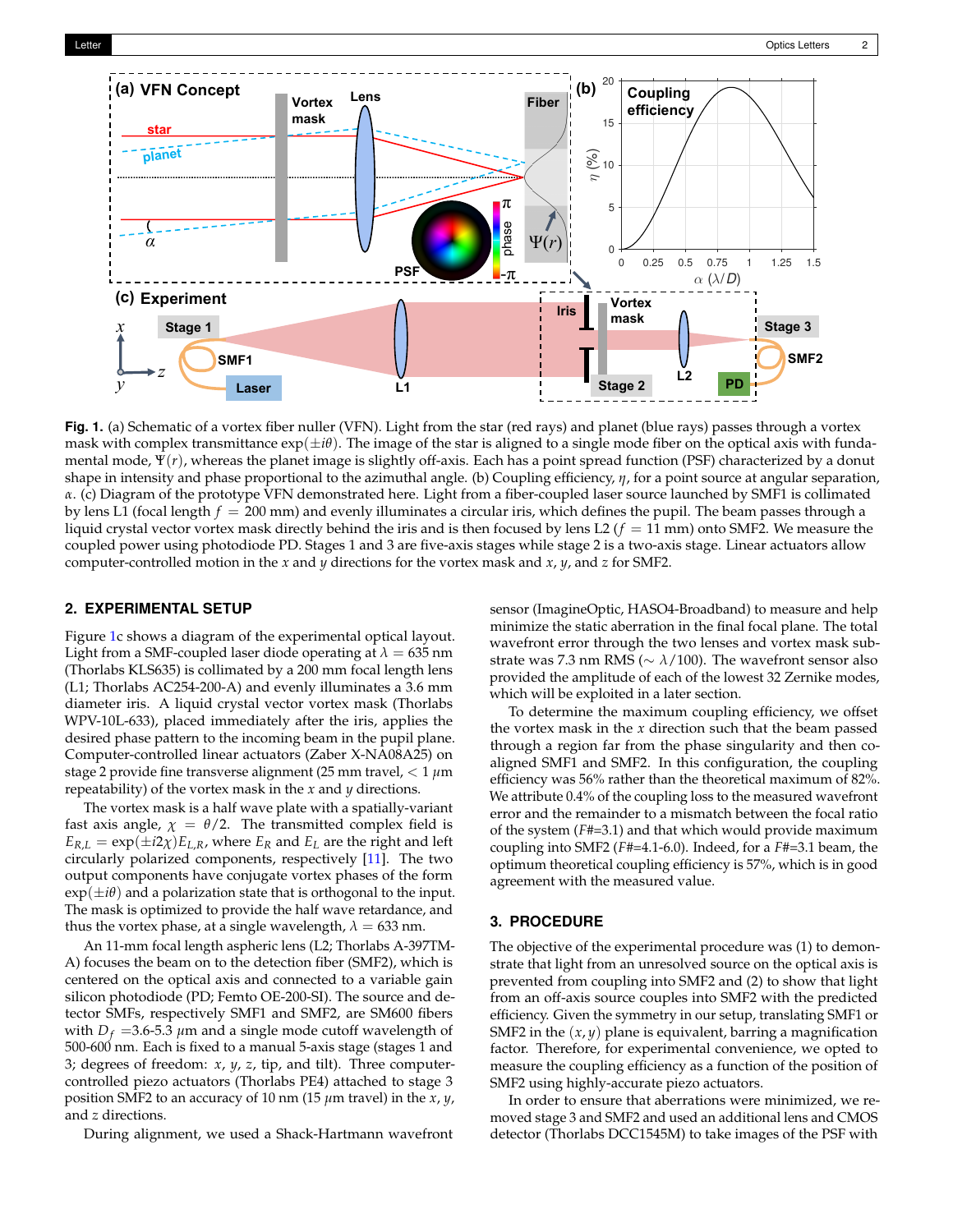**Fig. 1.** (a) Schematic of a vortex fiber nuller (VFN). Light from the star (red rays) and planet (blue rays) passes through a vortex mask with complex transmittance $\exp(\pm i\theta)$. The image of the star is aligned to a single mode fiber on the optical axis with fundamental mode, $\Psi(r)$, whereas the planet image is slightly off-axis. Each has a point spread function (PSF) characterized by a donut shape in intensity and phase proportional to the azimuthal angle. (b) Coupling efficiency, $\eta$, for a point source at angular separation, $\alpha$. (c) Diagram of the prototype VFN demonstrated here. Light from a fiber-coupled laser source launched by SMF1 is collimated by lens L1 (focal length $f = 200$ mm) and evenly illuminates a circular iris, which defines the pupil. The beam passes through a liquid crystal vector vortex mask directly behind the iris and is then focused by lens L2 ($f = 11$ mm) onto SMF2. We measure the coupled power using photodiode PD. Stages 1 and 3 are five-axis stages while stage 2 is a two-axis stage. Linear actuators allow computer-controlled motion in the $x$ and $y$ directions for the vortex mask and $x$, $y$, and $z$ for SMF2.

## 2. EXPERIMENTAL SETUP

Figure 1c shows a diagram of the experimental optical layout. Light from a SMF-coupled laser diode operating at $\lambda = 635$ nm (Thorlabs KLS635) is collimated by a 200 mm focal length lens (L1; Thorlabs AC254-200-A) and evenly illuminates a 3.6 mm diameter iris. A liquid crystal vector vortex mask (Thorlabs WPV-10L-633), placed immediately after the iris, applies the desired phase pattern to the incoming beam in the pupil plane. Computer-controlled linear actuators (Zaber X-NA08A25) on stage 2 provide fine transverse alignment (25 mm travel, $< 1$ $\mu$m repeatability) of the vortex mask in the $x$ and $y$ directions.

The vortex mask is a half wave plate with a spatially-variant fast axis angle, $\chi = \theta/2$. The transmitted complex field is $E_{R,L} = \exp(\pm i2\chi)E_{L,R}$, where $E_R$ and $E_L$ are the right and left circularly polarized components, respectively [11]. The two output components have conjugate vortex phases of the form $\exp(\pm i\theta)$ and a polarization state that is orthogonal to the input. The mask is optimized to provide the half wave retardance, and thus the vortex phase, at a single wavelength, $\lambda = 633$ nm.

An 11-mm focal length aspheric lens (L2; Thorlabs A-397TM-A) focuses the beam on to the detection fiber (SMF2), which is centered on the optical axis and connected to a variable gain silicon photodiode (PD; Femto OE-200-SI). The source and detector SMFs, respectively SMF1 and SMF2, are SM600 fibers with $D_f$ =3.6-5.3 $\mu$m and a single mode cutoff wavelength of 500-600 nm. Each is fixed to a manual 5-axis stage (stages 1 and 3; degrees of freedom: $x$, $y$, $z$, tip, and tilt). Three computer-controlled piezo actuators (Thorlabs PE4) attached to stage 3 position SMF2 to an accuracy of 10 nm (15 $\mu$m travel) in the $x$, $y$, and $z$ directions.

During alignment, we used a Shack-Hartmann wavefront sensor (ImagineOptic, HASO4-Broadband) to measure and help minimize the static aberration in the final focal plane. The total wavefront error through the two lenses and vortex mask substrate was 7.3 nm RMS ($\sim \lambda/100$). The wavefront sensor also provided the amplitude of each of the lowest 32 Zernike modes, which will be exploited in a later section.

To determine the maximum coupling efficiency, we offset the vortex mask in the $x$ direction such that the beam passed through a region far from the phase singularity and then co-aligned SMF1 and SMF2. In this configuration, the coupling efficiency was 56% rather than the theoretical maximum of 82%. We attribute 0.4% of the coupling loss to the measured wavefront error and the remainder to a mismatch between the focal ratio of the system ($F$#=3.1) and that which would provide maximum coupling into SMF2 ($F$#=4.1-6.0). Indeed, for a $F$#=3.1 beam, the optimum theoretical coupling efficiency is 57%, which is in good agreement with the measured value.

## 3. PROCEDURE

The objective of the experimental procedure was (1) to demonstrate that light from an unresolved source on the optical axis is prevented from coupling into SMF2 and (2) to show that light from an off-axis source couples into SMF2 with the predicted efficiency. Given the symmetry in our setup, translating SMF1 or SMF2 in the $(x, y)$ plane is equivalent, barring a magnification factor. Therefore, for experimental convenience, we opted to measure the coupling efficiency as a function of the position of SMF2 using highly-accurate piezo actuators.

In order to ensure that aberrations were minimized, we removed stage 3 and SMF2 and used an additional lens and CMOS detector (Thorlabs DCC1545M) to take images of the PSF with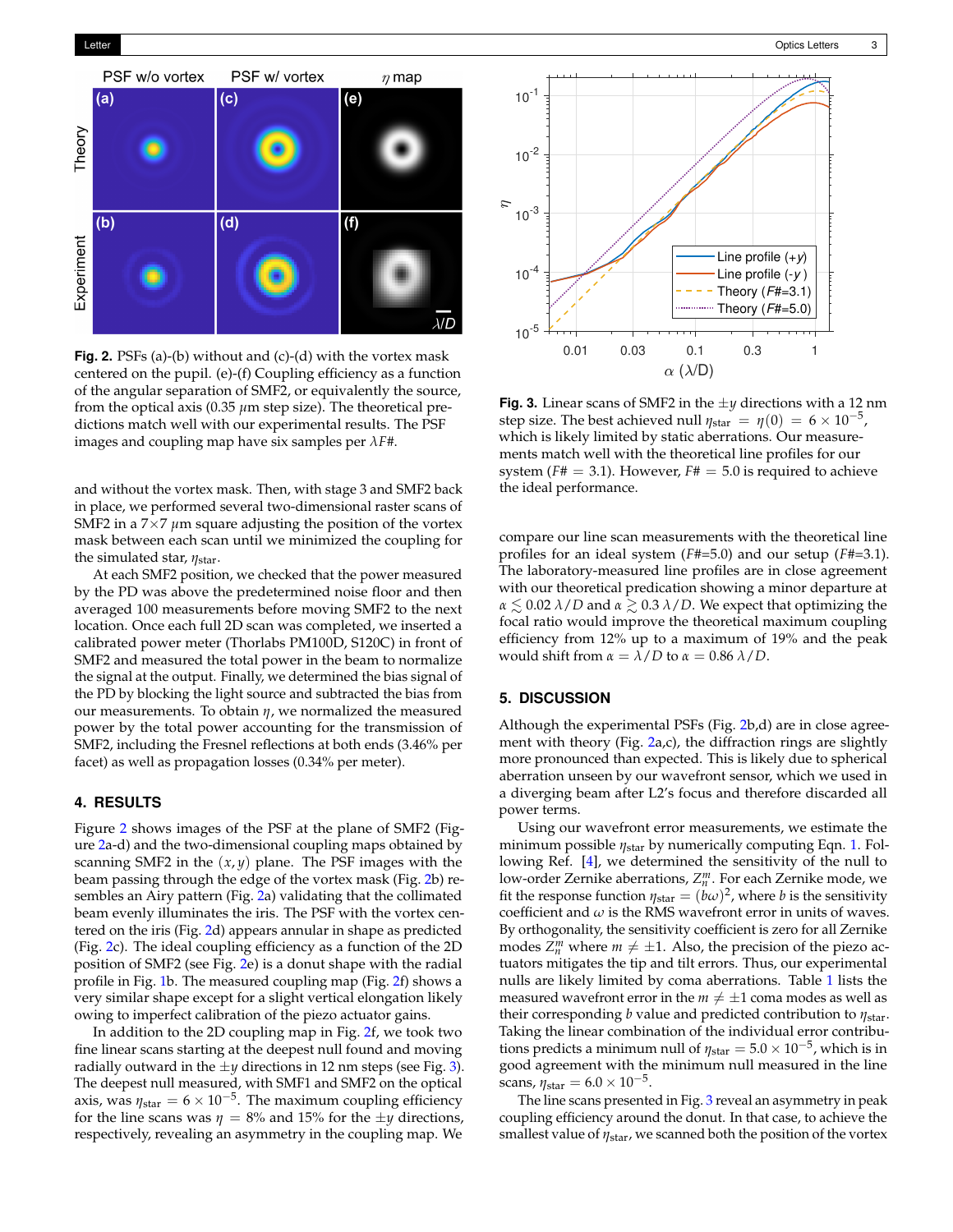**Fig. 2.** PSFs (a)-(b) without and (c)-(d) with the vortex mask centered on the pupil. (e)-(f) Coupling efficiency as a function of the angular separation of SMF2, or equivalently the source, from the optical axis (0.35 $\mu$m step size). The theoretical predictions match well with our experimental results. The PSF images and coupling map have six samples per $\lambda F\#$.

**Fig. 3.** Linear scans of SMF2 in the $\pm y$ directions with a 12 nm step size. The best achieved null $\eta_{\rm star} = \eta(0) = 6 \times 10^{-5}$, which is likely limited by static aberrations. Our measurements match well with the theoretical line profiles for our system ($F\# = 3.1$). However, $F\# = 5.0$ is required to achieve the ideal performance.

and without the vortex mask. Then, with stage 3 and SMF2 back in place, we performed several two-dimensional raster scans of SMF2 in a 7×7 $\mu$m square adjusting the position of the vortex mask between each scan until we minimized the coupling for the simulated star, $\eta_{\rm star}$.

At each SMF2 position, we checked that the power measured by the PD was above the predetermined noise floor and then averaged 100 measurements before moving SMF2 to the next location. Once each full 2D scan was completed, we inserted a calibrated power meter (Thorlabs PM100D, S120C) in front of SMF2 and measured the total power in the beam to normalize the signal at the output. Finally, we determined the bias signal of the PD by blocking the light source and subtracted the bias from our measurements. To obtain $\eta$, we normalized the measured power by the total power accounting for the transmission of SMF2, including the Fresnel reflections at both ends (3.46% per facet) as well as propagation losses (0.34% per meter).

## 4. RESULTS

Figure 2 shows images of the PSF at the plane of SMF2 (Figure 2a-d) and the two-dimensional coupling maps obtained by scanning SMF2 in the $(x, y)$ plane. The PSF images with the beam passing through the edge of the vortex mask (Fig. 2b) resembles an Airy pattern (Fig. 2a) validating that the collimated beam evenly illuminates the iris. The PSF with the vortex centered on the iris (Fig. 2d) appears annular in shape as predicted (Fig. 2c). The ideal coupling efficiency as a function of the 2D position of SMF2 (see Fig. 2e) is a donut shape with the radial profile in Fig. 1b. The measured coupling map (Fig. 2f) shows a very similar shape except for a slight vertical elongation likely owing to imperfect calibration of the piezo actuator gains.

In addition to the 2D coupling map in Fig. 2f, we took two fine linear scans starting at the deepest null found and moving radially outward in the $\pm y$ directions in 12 nm steps (see Fig. 3). The deepest null measured, with SMF1 and SMF2 on the optical axis, was $\eta_{\rm star} = 6 \times 10^{-5}$. The maximum coupling efficiency for the line scans was $\eta = 8\%$ and 15% for the $\pm y$ directions, respectively, revealing an asymmetry in the coupling map. We compare our line scan measurements with the theoretical line profiles for an ideal system (F#=5.0) and our setup (F#=3.1). The laboratory-measured line profiles are in close agreement with our theoretical predication showing a minor departure at $\alpha \lesssim 0.02\ \lambda/D$ and $\alpha \gtrsim 0.3\ \lambda/D$. We expect that optimizing the focal ratio would improve the theoretical maximum coupling efficiency from 12% up to a maximum of 19% and the peak would shift from $\alpha = \lambda/D$ to $\alpha = 0.86\ \lambda/D$.

## 5. DISCUSSION

Although the experimental PSFs (Fig. 2b,d) are in close agreement with theory (Fig. 2a,c), the diffraction rings are slightly more pronounced than expected. This is likely due to spherical aberration unseen by our wavefront sensor, which we used in a diverging beam after L2's focus and therefore discarded all power terms.

Using our wavefront error measurements, we estimate the minimum possible $\eta_{\rm star}$ by numerically computing Eqn. 1. Following Ref. [4], we determined the sensitivity of the null to low-order Zernike aberrations, $Z_n^m$. For each Zernike mode, we fit the response function $\eta_{\rm star} = (b\omega)^2$, where $b$ is the sensitivity coefficient and $\omega$ is the RMS wavefront error in units of waves. By orthogonality, the sensitivity coefficient is zero for all Zernike modes $Z_n^m$ where $m \neq \pm 1$. Also, the precision of the piezo actuators mitigates the tip and tilt errors. Thus, our experimental nulls are likely limited by coma aberrations. Table 1 lists the measured wavefront error in the $m \neq \pm 1$ coma modes as well as their corresponding $b$ value and predicted contribution to $\eta_{\rm star}$. Taking the linear combination of the individual error contributions predicts a minimum null of $\eta_{\rm star} = 5.0 \times 10^{-5}$, which is in good agreement with the minimum null measured in the line scans, $\eta_{\rm star} = 6.0 \times 10^{-5}$.

The line scans presented in Fig. 3 reveal an asymmetry in peak coupling efficiency around the donut. In that case, to achieve the smallest value of $\eta_{\rm star}$, we scanned both the position of the vortex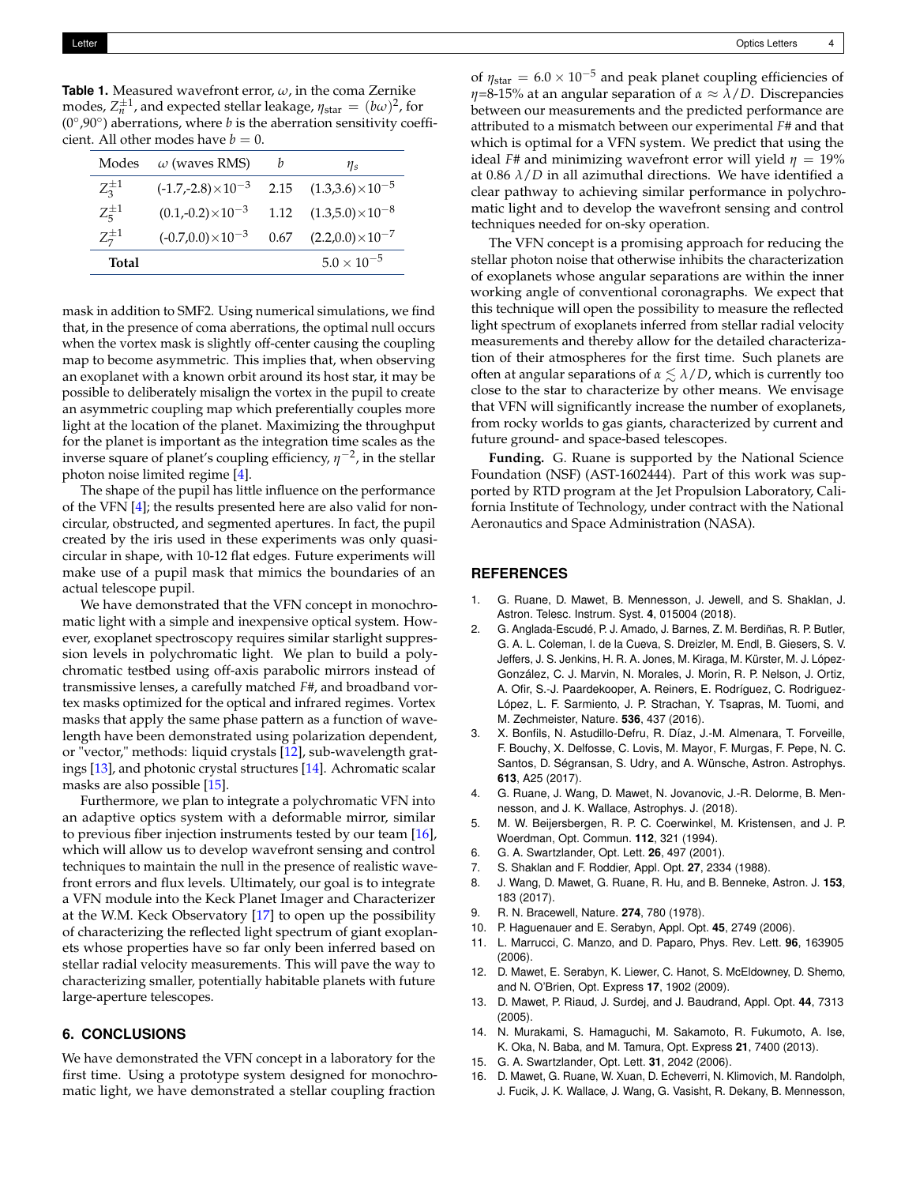**Table 1.** Measured wavefront error, $\omega$, in the coma Zernike modes, $Z_n^{\pm 1}$, and expected stellar leakage, $\eta_{\text{star}} = (b\omega)^2$, for (0°,90°) aberrations, where $b$ is the aberration sensitivity coefficient. All other modes have $b = 0$.

| Modes | $\omega$ (waves RMS) | $b$ | $\eta_s$ |
|---|---|---|---|
| $Z_3^{\pm 1}$ | $(-1.7,-2.8)\times 10^{-3}$ | 2.15 | $(1.3,3.6)\times 10^{-5}$ |
| $Z_5^{\pm 1}$ | $(0.1,-0.2)\times 10^{-3}$ | 1.12 | $(1.3,5.0)\times 10^{-8}$ |
| $Z_7^{\pm 1}$ | $(-0.7,0.0)\times 10^{-3}$ | 0.67 | $(2.2,0.0)\times 10^{-7}$ |
| **Total** | | | $5.0 \times 10^{-5}$ |

mask in addition to SMF2. Using numerical simulations, we find that, in the presence of coma aberrations, the optimal null occurs when the vortex mask is slightly off-center causing the coupling map to become asymmetric. This implies that, when observing an exoplanet with a known orbit around its host star, it may be possible to deliberately misalign the vortex in the pupil to create an asymmetric coupling map which preferentially couples more light at the location of the planet. Maximizing the throughput for the planet is important as the integration time scales as the inverse square of planet's coupling efficiency, $\eta^{-2}$, in the stellar photon noise limited regime [4].

The shape of the pupil has little influence on the performance of the VFN [4]; the results presented here are also valid for non-circular, obstructed, and segmented apertures. In fact, the pupil created by the iris used in these experiments was only quasi-circular in shape, with 10-12 flat edges. Future experiments will make use of a pupil mask that mimics the boundaries of an actual telescope pupil.

We have demonstrated that the VFN concept in monochromatic light with a simple and inexpensive optical system. However, exoplanet spectroscopy requires similar starlight suppression levels in polychromatic light. We plan to build a polychromatic testbed using off-axis parabolic mirrors instead of transmissive lenses, a carefully matched *F*#, and broadband vortex masks optimized for the optical and infrared regimes. Vortex masks that apply the same phase pattern as a function of wavelength have been demonstrated using polarization dependent, or "vector," methods: liquid crystals [12], sub-wavelength gratings [13], and photonic crystal structures [14]. Achromatic scalar masks are also possible [15].

Furthermore, we plan to integrate a polychromatic VFN into an adaptive optics system with a deformable mirror, similar to previous fiber injection instruments tested by our team [16], which will allow us to develop wavefront sensing and control techniques to maintain the null in the presence of realistic wavefront errors and flux levels. Ultimately, our goal is to integrate a VFN module into the Keck Planet Imager and Characterizer at the W.M. Keck Observatory [17] to open up the possibility of characterizing the reflected light spectrum of giant exoplanets whose properties have so far only been inferred based on stellar radial velocity measurements. This will pave the way to characterizing smaller, potentially habitable planets with future large-aperture telescopes.

## 6. CONCLUSIONS

We have demonstrated the VFN concept in a laboratory for the first time. Using a prototype system designed for monochromatic light, we have demonstrated a stellar coupling fraction of $\eta_{\text{star}} = 6.0 \times 10^{-5}$ and peak planet coupling efficiencies of $\eta$=8-15% at an angular separation of $\alpha \approx \lambda/D$. Discrepancies between our measurements and the predicted performance are attributed to a mismatch between our experimental *F*# and that which is optimal for a VFN system. We predict that using the ideal *F*# and minimizing wavefront error will yield $\eta = 19\%$ at 0.86 $\lambda/D$ in all azimuthal directions. We have identified a clear pathway to achieving similar performance in polychromatic light and to develop the wavefront sensing and control techniques needed for on-sky operation.

The VFN concept is a promising approach for reducing the stellar photon noise that otherwise inhibits the characterization of exoplanets whose angular separations are within the inner working angle of conventional coronagraphs. We expect that this technique will open the possibility to measure the reflected light spectrum of exoplanets inferred from stellar radial velocity measurements and thereby allow for the detailed characterization of their atmospheres for the first time. Such planets are often at angular separations of $\alpha \lesssim \lambda/D$, which is currently too close to the star to characterize by other means. We envisage that VFN will significantly increase the number of exoplanets, from rocky worlds to gas giants, characterized by current and future ground- and space-based telescopes.

**Funding.** G. Ruane is supported by the National Science Foundation (NSF) (AST-1602444). Part of this work was supported by RTD program at the Jet Propulsion Laboratory, California Institute of Technology, under contract with the National Aeronautics and Space Administration (NASA).

## REFERENCES

1. G. Ruane, D. Mawet, B. Mennesson, J. Jewell, and S. Shaklan, J. Astron. Telesc. Instrum. Syst. **4**, 015004 (2018).
2. G. Anglada-Escudé, P. J. Amado, J. Barnes, Z. M. Berdiñas, R. P. Butler, G. A. L. Coleman, I. de la Cueva, S. Dreizler, M. Endl, B. Giesers, S. V. Jeffers, J. S. Jenkins, H. R. A. Jones, M. Kiraga, M. Kürster, M. J. López-González, C. J. Marvin, N. Morales, J. Morin, R. P. Nelson, J. Ortiz, A. Ofir, S.-J. Paardekooper, A. Reiners, E. Rodríguez, C. Rodriguez-López, L. F. Sarmiento, J. P. Strachan, Y. Tsapras, M. Tuomi, and M. Zechmeister, Nature. **536**, 437 (2016).
3. X. Bonfils, N. Astudillo-Defru, R. Díaz, J.-M. Almenara, T. Forveille, F. Bouchy, X. Delfosse, C. Lovis, M. Mayor, F. Murgas, F. Pepe, N. C. Santos, D. Ségransan, S. Udry, and A. Wünsche, Astron. Astrophys. **613**, A25 (2017).
4. G. Ruane, J. Wang, D. Mawet, N. Jovanovic, J.-R. Delorme, B. Mennesson, and J. K. Wallace, Astrophys. J. (2018).
5. M. W. Beijersbergen, R. P. C. Coerwinkel, M. Kristensen, and J. P. Woerdman, Opt. Commun. **112**, 321 (1994).
6. G. A. Swartzlander, Opt. Lett. **26**, 497 (2001).
7. S. Shaklan and F. Roddier, Appl. Opt. **27**, 2334 (1988).
8. J. Wang, D. Mawet, G. Ruane, R. Hu, and B. Benneke, Astron. J. **153**, 183 (2017).
9. R. N. Bracewell, Nature. **274**, 780 (1978).
10. P. Haguenauer and E. Serabyn, Appl. Opt. **45**, 2749 (2006).
11. L. Marrucci, C. Manzo, and D. Paparo, Phys. Rev. Lett. **96**, 163905 (2006).
12. D. Mawet, E. Serabyn, K. Liewer, C. Hanot, S. McEldowney, D. Shemo, and N. O'Brien, Opt. Express **17**, 1902 (2009).
13. D. Mawet, P. Riaud, J. Surdej, and J. Baudrand, Appl. Opt. **44**, 7313 (2005).
14. N. Murakami, S. Hamaguchi, M. Sakamoto, R. Fukumoto, A. Ise, K. Oka, N. Baba, and M. Tamura, Opt. Express **21**, 7400 (2013).
15. G. A. Swartzlander, Opt. Lett. **31**, 2042 (2006).
16. D. Mawet, G. Ruane, W. Xuan, D. Echeverri, N. Klimovich, M. Randolph, J. Fucik, J. K. Wallace, J. Wang, G. Vasisht, R. Dekany, B. Mennesson,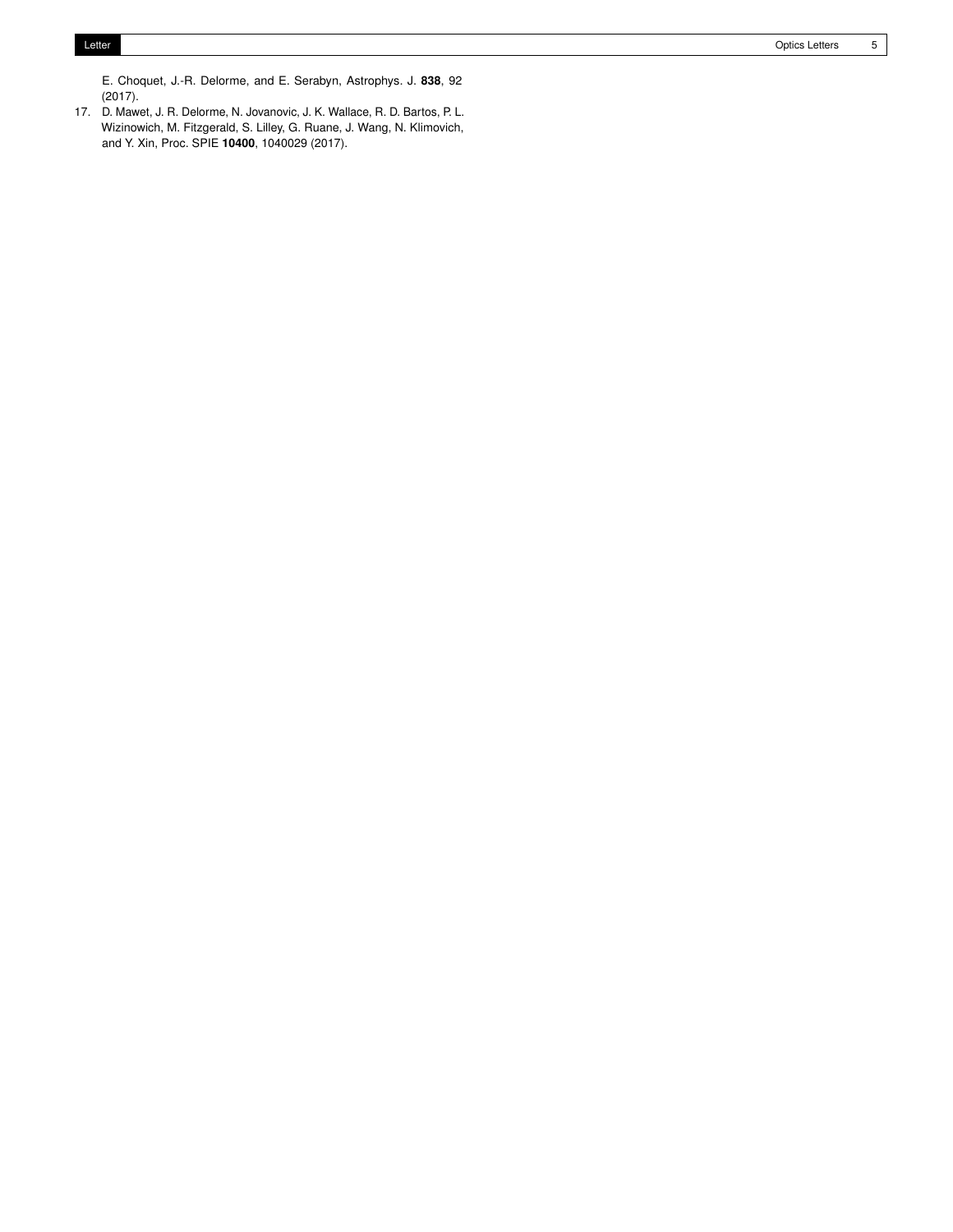E. Choquet, J.-R. Delorme, and E. Serabyn, Astrophys. J. **838**, 92 (2017).

17. D. Mawet, J. R. Delorme, N. Jovanovic, J. K. Wallace, R. D. Bartos, P. L. Wizinowich, M. Fitzgerald, S. Lilley, G. Ruane, J. Wang, N. Klimovich, and Y. Xin, Proc. SPIE **10400**, 1040029 (2017).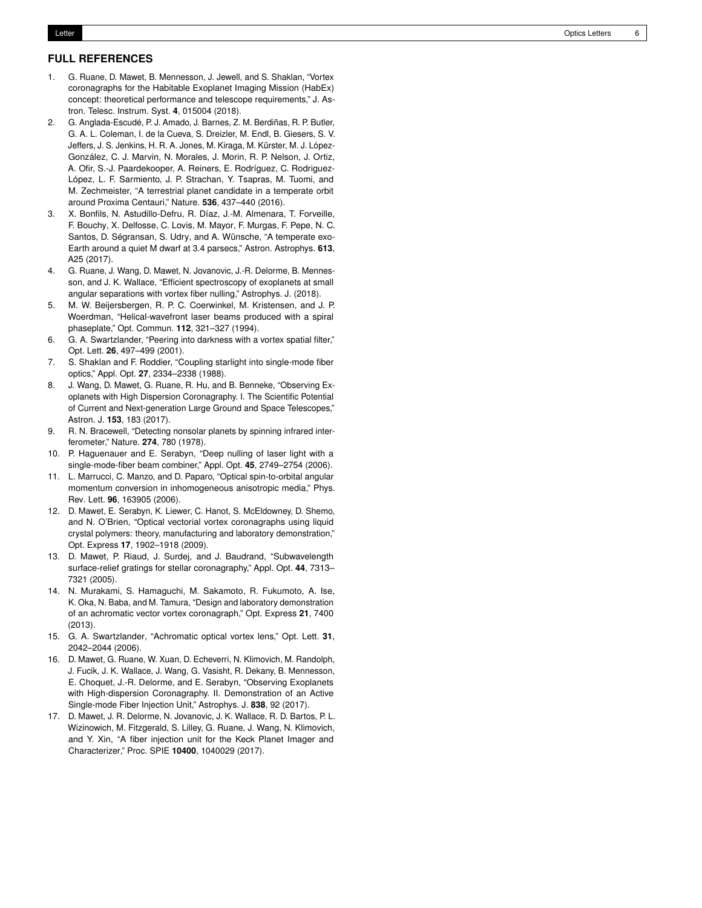## FULL REFERENCES

1. G. Ruane, D. Mawet, B. Mennesson, J. Jewell, and S. Shaklan, "Vortex coronagraphs for the Habitable Exoplanet Imaging Mission (HabEx) concept: theoretical performance and telescope requirements," J. Astron. Telesc. Instrum. Syst. **4**, 015004 (2018).
2. G. Anglada-Escudé, P. J. Amado, J. Barnes, Z. M. Berdiñas, R. P. Butler, G. A. L. Coleman, I. de la Cueva, S. Dreizler, M. Endl, B. Giesers, S. V. Jeffers, J. S. Jenkins, H. R. A. Jones, M. Kiraga, M. Kürster, M. J. López-González, C. J. Marvin, N. Morales, J. Morin, R. P. Nelson, J. Ortiz, A. Ofir, S.-J. Paardekooper, A. Reiners, E. Rodríguez, C. Rodriguez-López, L. F. Sarmiento, J. P. Strachan, Y. Tsapras, M. Tuomi, and M. Zechmeister, "A terrestrial planet candidate in a temperate orbit around Proxima Centauri," Nature. **536**, 437–440 (2016).
3. X. Bonfils, N. Astudillo-Defru, R. Díaz, J.-M. Almenara, T. Forveille, F. Bouchy, X. Delfosse, C. Lovis, M. Mayor, F. Murgas, F. Pepe, N. C. Santos, D. Ségransan, S. Udry, and A. Wünsche, "A temperate exo-Earth around a quiet M dwarf at 3.4 parsecs," Astron. Astrophys. **613**, A25 (2017).
4. G. Ruane, J. Wang, D. Mawet, N. Jovanovic, J.-R. Delorme, B. Mennesson, and J. K. Wallace, "Efficient spectroscopy of exoplanets at small angular separations with vortex fiber nulling," Astrophys. J. (2018).
5. M. W. Beijersbergen, R. P. C. Coerwinkel, M. Kristensen, and J. P. Woerdman, "Helical-wavefront laser beams produced with a spiral phaseplate," Opt. Commun. **112**, 321–327 (1994).
6. G. A. Swartzlander, "Peering into darkness with a vortex spatial filter," Opt. Lett. **26**, 497–499 (2001).
7. S. Shaklan and F. Roddier, "Coupling starlight into single-mode fiber optics," Appl. Opt. **27**, 2334–2338 (1988).
8. J. Wang, D. Mawet, G. Ruane, R. Hu, and B. Benneke, "Observing Exoplanets with High Dispersion Coronagraphy. I. The Scientific Potential of Current and Next-generation Large Ground and Space Telescopes," Astron. J. **153**, 183 (2017).
9. R. N. Bracewell, "Detecting nonsolar planets by spinning infrared interferometer," Nature. **274**, 780 (1978).
10. P. Haguenauer and E. Serabyn, "Deep nulling of laser light with a single-mode-fiber beam combiner," Appl. Opt. **45**, 2749–2754 (2006).
11. L. Marrucci, C. Manzo, and D. Paparo, "Optical spin-to-orbital angular momentum conversion in inhomogeneous anisotropic media," Phys. Rev. Lett. **96**, 163905 (2006).
12. D. Mawet, E. Serabyn, K. Liewer, C. Hanot, S. McEldowney, D. Shemo, and N. O'Brien, "Optical vectorial vortex coronagraphs using liquid crystal polymers: theory, manufacturing and laboratory demonstration," Opt. Express **17**, 1902–1918 (2009).
13. D. Mawet, P. Riaud, J. Surdej, and J. Baudrand, "Subwavelength surface-relief gratings for stellar coronagraphy," Appl. Opt. **44**, 7313–7321 (2005).
14. N. Murakami, S. Hamaguchi, M. Sakamoto, R. Fukumoto, A. Ise, K. Oka, N. Baba, and M. Tamura, "Design and laboratory demonstration of an achromatic vector vortex coronagraph," Opt. Express **21**, 7400 (2013).
15. G. A. Swartzlander, "Achromatic optical vortex lens," Opt. Lett. **31**, 2042–2044 (2006).
16. D. Mawet, G. Ruane, W. Xuan, D. Echeverri, N. Klimovich, M. Randolph, J. Fucik, J. K. Wallace, J. Wang, G. Vasisht, R. Dekany, B. Mennesson, E. Choquet, J.-R. Delorme, and E. Serabyn, "Observing Exoplanets with High-dispersion Coronagraphy. II. Demonstration of an Active Single-mode Fiber Injection Unit," Astrophys. J. **838**, 92 (2017).
17. D. Mawet, J. R. Delorme, N. Jovanovic, J. K. Wallace, R. D. Bartos, P. L. Wizinowich, M. Fitzgerald, S. Lilley, G. Ruane, J. Wang, N. Klimovich, and Y. Xin, "A fiber injection unit for the Keck Planet Imager and Characterizer," Proc. SPIE **10400**, 1040029 (2017).